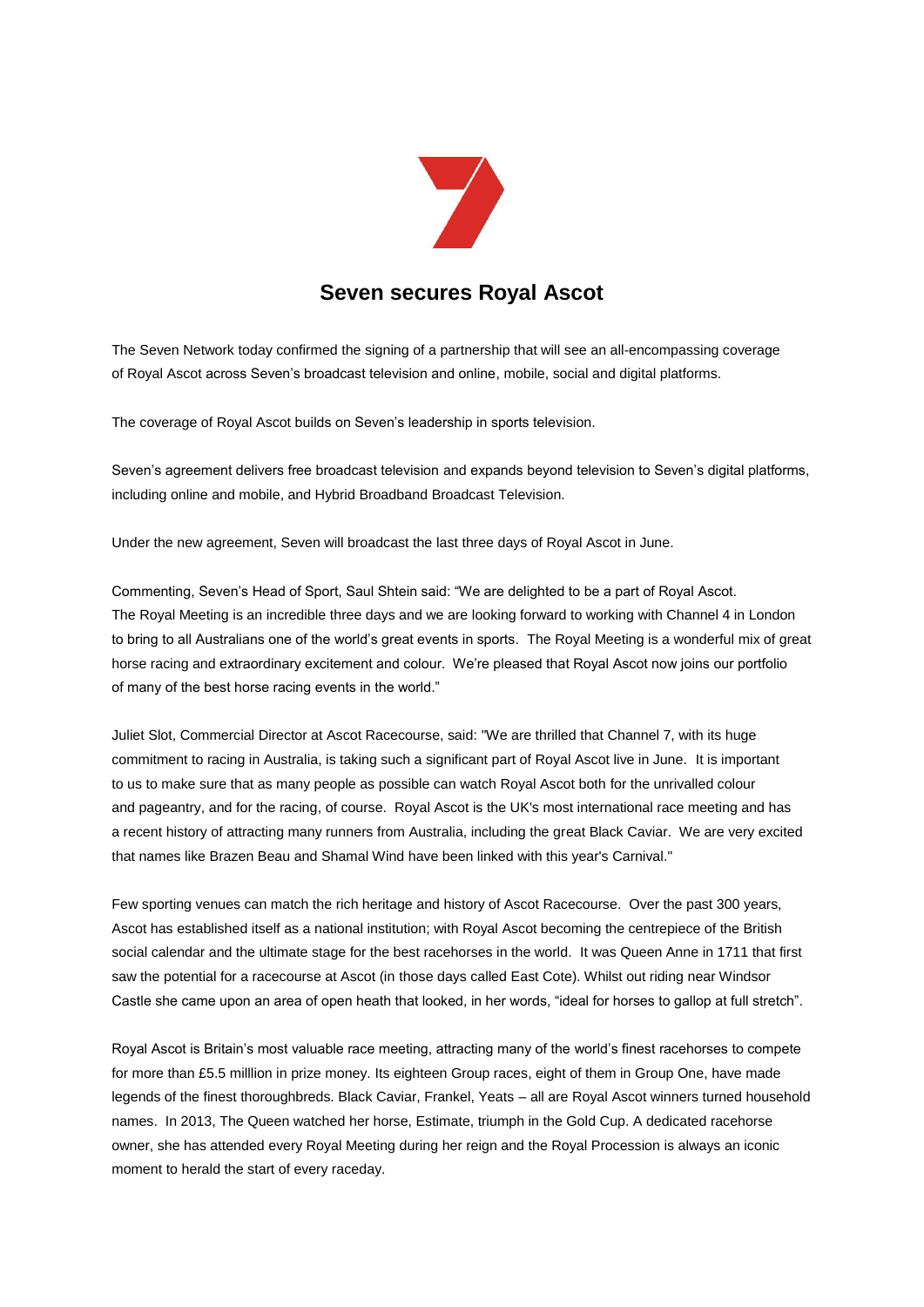# Seven secures Royal Ascot

The Seven Network today confirmed the signing of a partnership that will see an all-encompassing coverage of Royal Ascot across Seven's broadcast television and online, mobile, social and digital platforms.

The coverage of Royal Ascot builds on Seven's leadership in sports television.

Seven's agreement delivers free broadcast television and expands beyond television to Seven's digital platforms, including online and mobile, and Hybrid Broadband Broadcast Television.

Under the new agreement, Seven will broadcast the last three days of Royal Ascot in June.

Commenting, Seven's Head of Sport, Saul Shtein said: "We are delighted to be a part of Royal Ascot. The Royal Meeting is an incredible three days and we are looking forward to working with Channel 4 in London to bring to all Australians one of the world's great events in sports. The Royal Meeting is a wonderful mix of great horse racing and extraordinary excitement and colour. We're pleased that Royal Ascot now joins our portfolio of many of the best horse racing events in the world."

Juliet Slot, Commercial Director at Ascot Racecourse, said: "We are thrilled that Channel 7, with its huge commitment to racing in Australia, is taking such a significant part of Royal Ascot live in June. It is important to us to make sure that as many people as possible can watch Royal Ascot both for the unrivalled colour and pageantry, and for the racing, of course. Royal Ascot is the UK's most international race meeting and has a recent history of attracting many runners from Australia, including the great Black Caviar. We are very excited that names like Brazen Beau and Shamal Wind have been linked with this year's Carnival."

Few sporting venues can match the rich heritage and history of Ascot Racecourse. Over the past 300 years, Ascot has established itself as a national institution; with Royal Ascot becoming the centrepiece of the British social calendar and the ultimate stage for the best racehorses in the world. It was Queen Anne in 1711 that first saw the potential for a racecourse at Ascot (in those days called East Cote). Whilst out riding near Windsor Castle she came upon an area of open heath that looked, in her words, "ideal for horses to gallop at full stretch".

Royal Ascot is Britain's most valuable race meeting, attracting many of the world's finest racehorses to compete for more than £5.5 milllion in prize money. Its eighteen Group races, eight of them in Group One, have made legends of the finest thoroughbreds. Black Caviar, Frankel, Yeats – all are Royal Ascot winners turned household names. In 2013, The Queen watched her horse, Estimate, triumph in the Gold Cup. A dedicated racehorse owner, she has attended every Royal Meeting during her reign and the Royal Procession is always an iconic moment to herald the start of every raceday.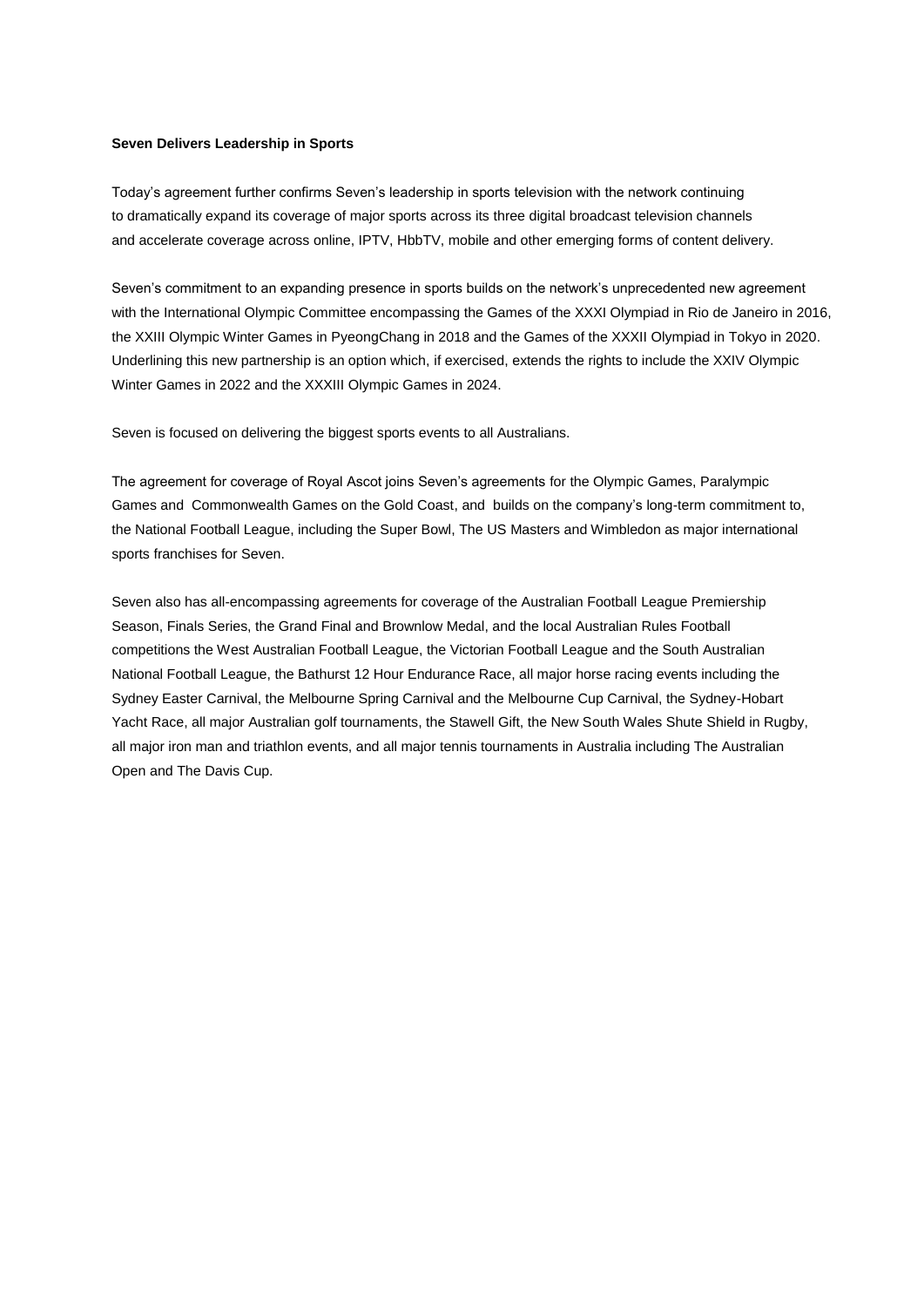**Seven Delivers Leadership in Sports**

Today's agreement further confirms Seven's leadership in sports television with the network continuing to dramatically expand its coverage of major sports across its three digital broadcast television channels and accelerate coverage across online, IPTV, HbbTV, mobile and other emerging forms of content delivery.

Seven's commitment to an expanding presence in sports builds on the network's unprecedented new agreement with the International Olympic Committee encompassing the Games of the XXXI Olympiad in Rio de Janeiro in 2016, the XXIII Olympic Winter Games in PyeongChang in 2018 and the Games of the XXXII Olympiad in Tokyo in 2020. Underlining this new partnership is an option which, if exercised, extends the rights to include the XXIV Olympic Winter Games in 2022 and the XXXIII Olympic Games in 2024.

Seven is focused on delivering the biggest sports events to all Australians.

The agreement for coverage of Royal Ascot joins Seven's agreements for the Olympic Games, Paralympic Games and Commonwealth Games on the Gold Coast, and builds on the company's long-term commitment to, the National Football League, including the Super Bowl, The US Masters and Wimbledon as major international sports franchises for Seven.

Seven also has all-encompassing agreements for coverage of the Australian Football League Premiership Season, Finals Series, the Grand Final and Brownlow Medal, and the local Australian Rules Football competitions the West Australian Football League, the Victorian Football League and the South Australian National Football League, the Bathurst 12 Hour Endurance Race, all major horse racing events including the Sydney Easter Carnival, the Melbourne Spring Carnival and the Melbourne Cup Carnival, the Sydney-Hobart Yacht Race, all major Australian golf tournaments, the Stawell Gift, the New South Wales Shute Shield in Rugby, all major iron man and triathlon events, and all major tennis tournaments in Australia including The Australian Open and The Davis Cup.